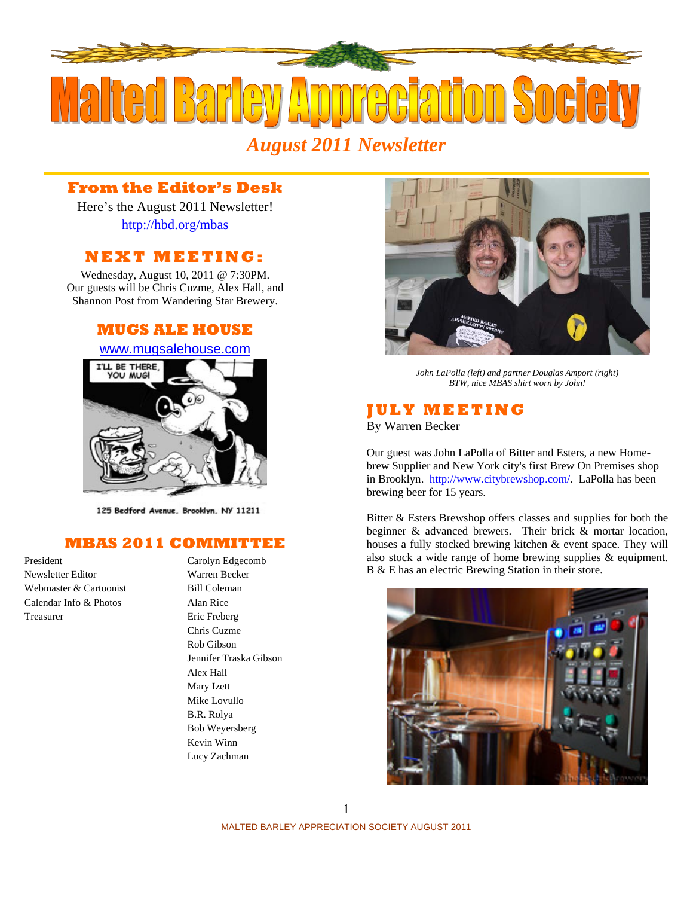# Malted Barley Appreciation Society

*August 2011 Newsletter*

## From the Editor's Desk

Here's the August 2011 Newsletter!

http://hbd.org/mbas

## NEXT MEETING:

Wednesday, August 10, 2011 @ 7:30PM.
Our guests will be Chris Cuzme, Alex Hall, and Shannon Post from Wandering Star Brewery.

## MUGS ALE HOUSE

www.mugsalehouse.com

125 Bedford Avenue, Brooklyn, NY 11211

## MBAS 2011 COMMITTEE

| | |
|---|---|
| President | Carolyn Edgecomb |
| Newsletter Editor | Warren Becker |
| Webmaster & Cartoonist | Bill Coleman |
| Calendar Info & Photos | Alan Rice |
| Treasurer | Eric Freberg |
| | Chris Cuzme |
| | Rob Gibson |
| | Jennifer Traska Gibson |
| | Alex Hall |
| | Mary Izett |
| | Mike Lovullo |
| | B.R. Rolya |
| | Bob Weyersberg |
| | Kevin Winn |
| | Lucy Zachman |

*John LaPolla (left) and partner Douglas Amport (right)*
*BTW, nice MBAS shirt worn by John!*

## JULY MEETING

By Warren Becker

Our guest was John LaPolla of Bitter and Esters, a new Home-brew Supplier and New York city's first Brew On Premises shop in Brooklyn. http://www.citybrewshop.com/. LaPolla has been brewing beer for 15 years.

Bitter & Esters Brewshop offers classes and supplies for both the beginner & advanced brewers. Their brick & mortar location, houses a fully stocked brewing kitchen & event space. They will also stock a wide range of home brewing supplies & equipment. B & E has an electric Brewing Station in their store.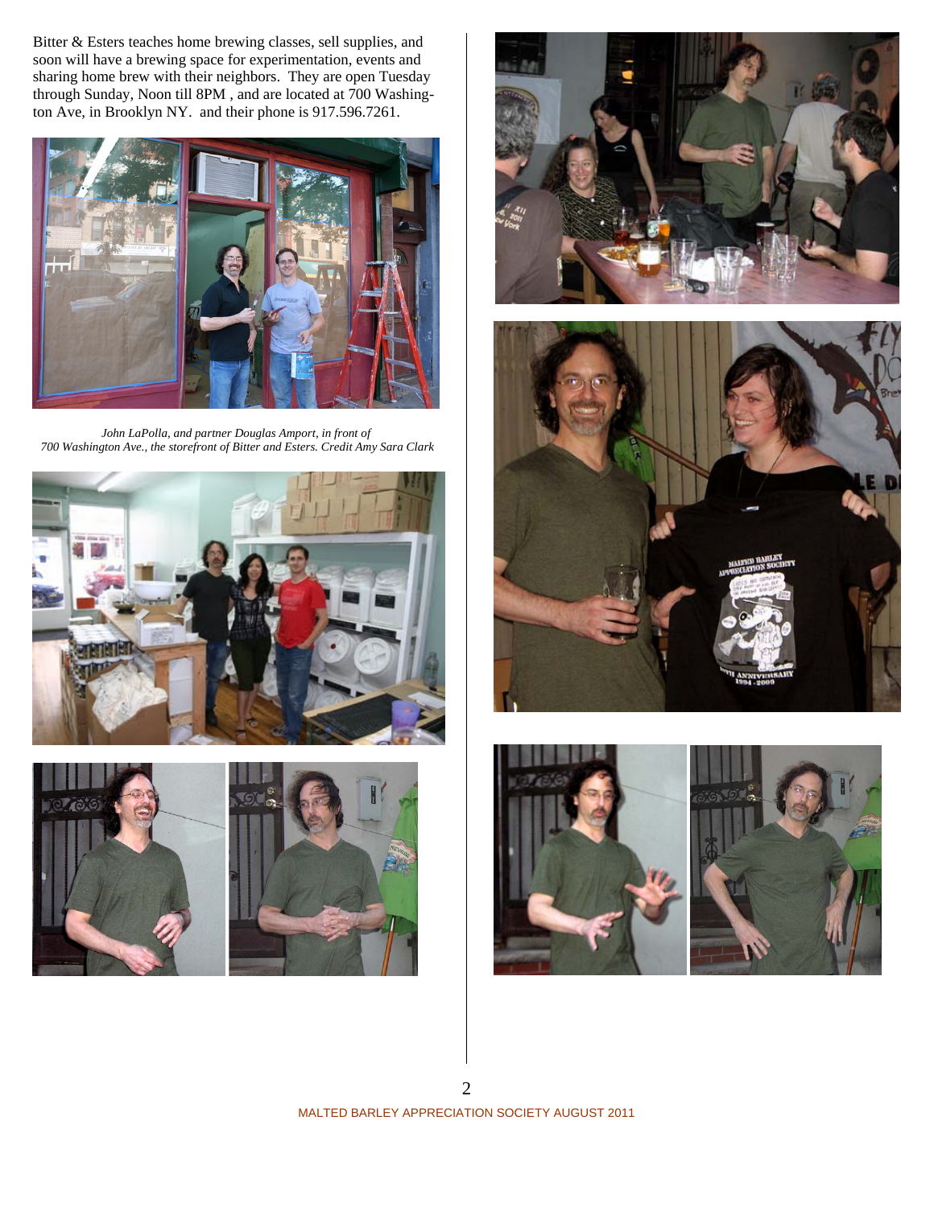Bitter & Esters teaches home brewing classes, sell supplies, and soon will have a brewing space for experimentation, events and sharing home brew with their neighbors. They are open Tuesday through Sunday, Noon till 8PM , and are located at 700 Washington Ave, in Brooklyn NY. and their phone is 917.596.7261.

*John LaPolla, and partner Douglas Amport, in front of 700 Washington Ave., the storefront of Bitter and Esters. Credit Amy Sara Clark*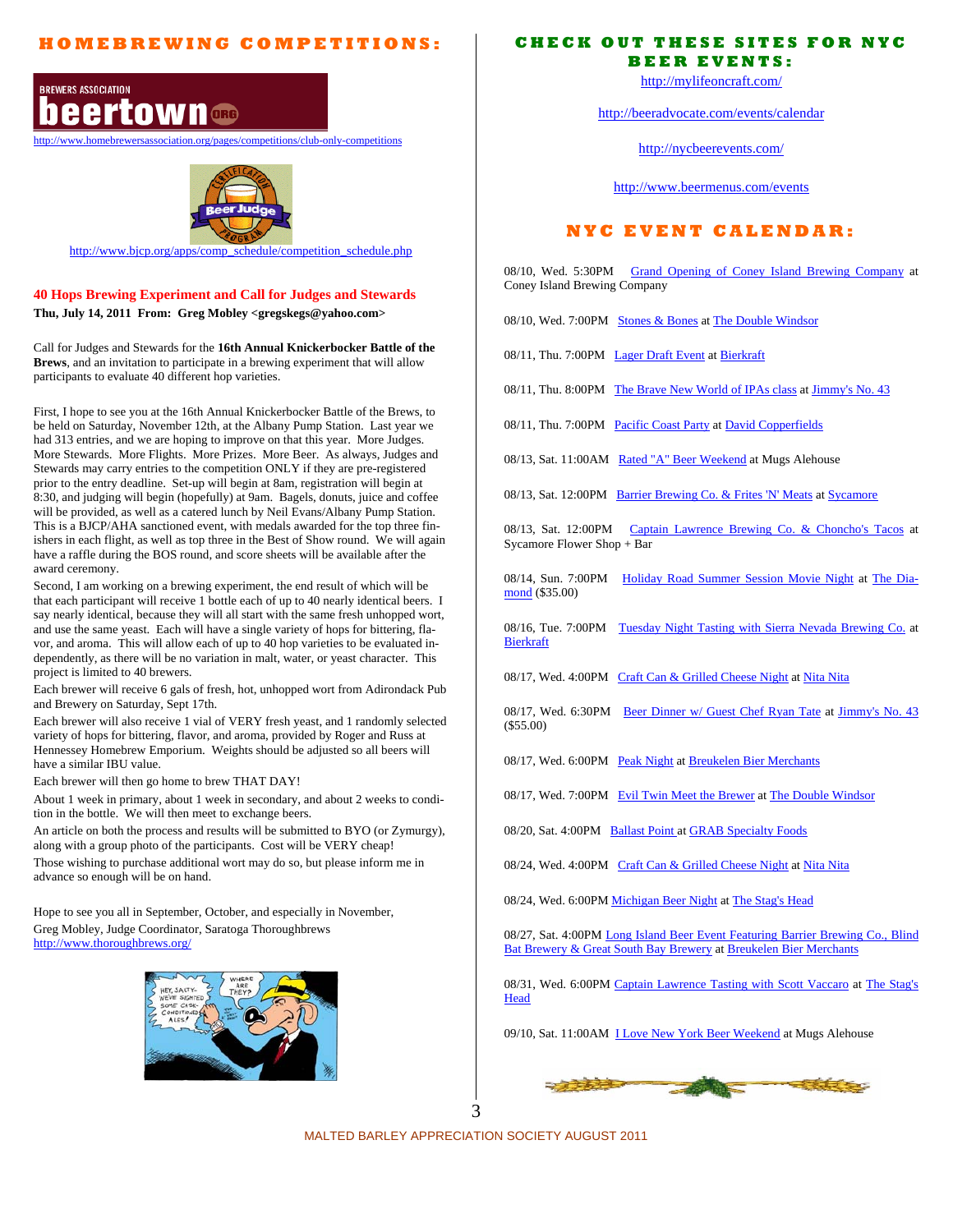## HOMEBREWING COMPETITIONS:

BREWERS ASSOCIATION beertown ORG

http://www.homebrewersassociation.org/pages/competitions/club-only-competitions

http://www.bjcp.org/apps/comp_schedule/competition_schedule.php

### 40 Hops Brewing Experiment and Call for Judges and Stewards

**Thu, July 14, 2011 From: Greg Mobley <gregskegs@yahoo.com>**

Call for Judges and Stewards for the **16th Annual Knickerbocker Battle of the Brews**, and an invitation to participate in a brewing experiment that will allow participants to evaluate 40 different hop varieties.

First, I hope to see you at the 16th Annual Knickerbocker Battle of the Brews, to be held on Saturday, November 12th, at the Albany Pump Station. Last year we had 313 entries, and we are hoping to improve on that this year. More Judges. More Stewards. More Flights. More Prizes. More Beer. As always, Judges and Stewards may carry entries to the competition ONLY if they are pre-registered prior to the entry deadline. Set-up will begin at 8am, registration will begin at 8:30, and judging will begin (hopefully) at 9am. Bagels, donuts, juice and coffee will be provided, as well as a catered lunch by Neil Evans/Albany Pump Station. This is a BJCP/AHA sanctioned event, with medals awarded for the top three finishers in each flight, as well as top three in the Best of Show round. We will again have a raffle during the BOS round, and score sheets will be available after the award ceremony.

Second, I am working on a brewing experiment, the end result of which will be that each participant will receive 1 bottle each of up to 40 nearly identical beers. I say nearly identical, because they will all start with the same fresh unhopped wort, and use the same yeast. Each will have a single variety of hops for bittering, flavor, and aroma. This will allow each of up to 40 hop varieties to be evaluated independently, as there will be no variation in malt, water, or yeast character. This project is limited to 40 brewers.

Each brewer will receive 6 gals of fresh, hot, unhopped wort from Adirondack Pub and Brewery on Saturday, Sept 17th.

Each brewer will also receive 1 vial of VERY fresh yeast, and 1 randomly selected variety of hops for bittering, flavor, and aroma, provided by Roger and Russ at Hennessey Homebrew Emporium. Weights should be adjusted so all beers will have a similar IBU value.

Each brewer will then go home to brew THAT DAY!

About 1 week in primary, about 1 week in secondary, and about 2 weeks to condition in the bottle. We will then meet to exchange beers.

An article on both the process and results will be submitted to BYO (or Zymurgy), along with a group photo of the participants. Cost will be VERY cheap!

Those wishing to purchase additional wort may do so, but please inform me in advance so enough will be on hand.

Hope to see you all in September, October, and especially in November,
Greg Mobley, Judge Coordinator, Saratoga Thoroughbrews
http://www.thoroughbrews.org/

## CHECK OUT THESE SITES FOR NYC BEER EVENTS:

http://mylifeoncraft.com/

http://beeradvocate.com/events/calendar

http://nycbeerevents.com/

http://www.beermenus.com/events

## NYC EVENT CALENDAR:

08/10, Wed. 5:30PM Grand Opening of Coney Island Brewing Company at Coney Island Brewing Company

08/10, Wed. 7:00PM Stones & Bones at The Double Windsor

08/11, Thu. 7:00PM Lager Draft Event at Bierkraft

08/11, Thu. 8:00PM The Brave New World of IPAs class at Jimmy's No. 43

08/11, Thu. 7:00PM Pacific Coast Party at David Copperfields

08/13, Sat. 11:00AM Rated "A" Beer Weekend at Mugs Alehouse

08/13, Sat. 12:00PM Barrier Brewing Co. & Frites 'N' Meats at Sycamore

08/13, Sat. 12:00PM Captain Lawrence Brewing Co. & Choncho's Tacos at Sycamore Flower Shop + Bar

08/14, Sun. 7:00PM Holiday Road Summer Session Movie Night at The Diamond ($35.00)

08/16, Tue. 7:00PM Tuesday Night Tasting with Sierra Nevada Brewing Co. at Bierkraft

08/17, Wed. 4:00PM Craft Can & Grilled Cheese Night at Nita Nita

08/17, Wed. 6:30PM Beer Dinner w/ Guest Chef Ryan Tate at Jimmy's No. 43 ($55.00)

08/17, Wed. 6:00PM Peak Night at Breukelen Bier Merchants

08/17, Wed. 7:00PM Evil Twin Meet the Brewer at The Double Windsor

08/20, Sat. 4:00PM Ballast Point at GRAB Specialty Foods

08/24, Wed. 4:00PM Craft Can & Grilled Cheese Night at Nita Nita

08/24, Wed. 6:00PM Michigan Beer Night at The Stag's Head

08/27, Sat. 4:00PM Long Island Beer Event Featuring Barrier Brewing Co., Blind Bat Brewery & Great South Bay Brewery at Breukelen Bier Merchants

08/31, Wed. 6:00PM Captain Lawrence Tasting with Scott Vaccaro at The Stag's Head

09/10, Sat. 11:00AM I Love New York Beer Weekend at Mugs Alehouse